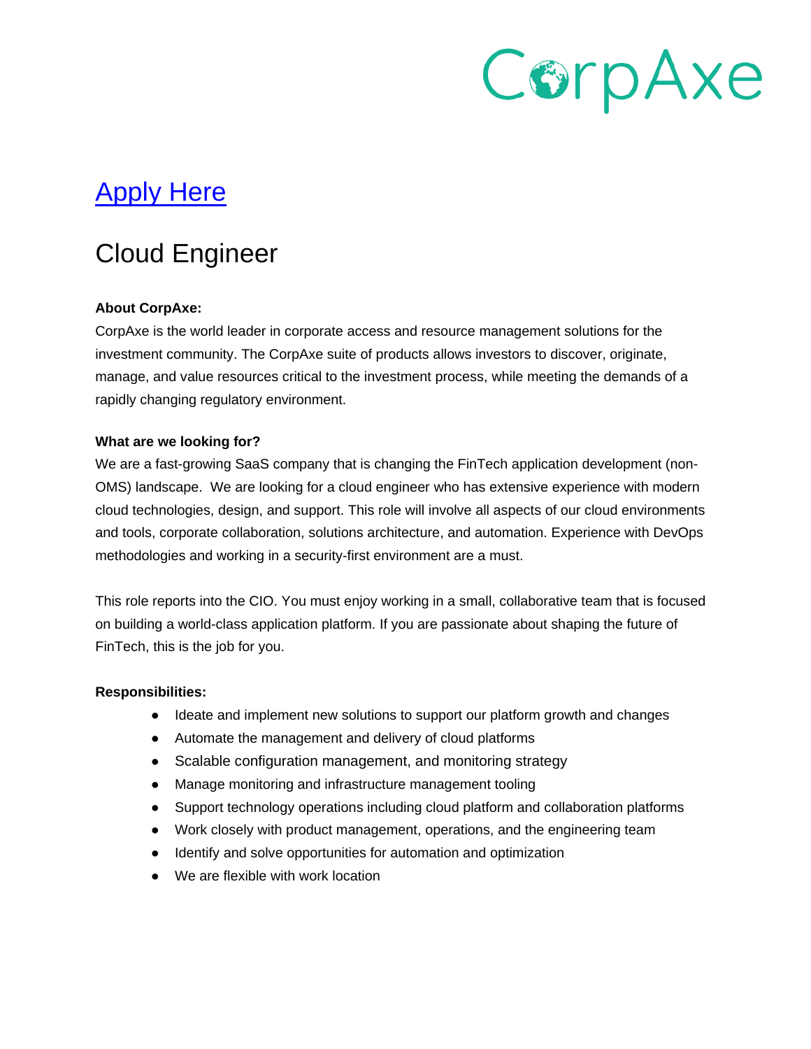CorpAxe

[Apply Here]

# Cloud Engineer

**About CorpAxe:**

CorpAxe is the world leader in corporate access and resource management solutions for the investment community. The CorpAxe suite of products allows investors to discover, originate, manage, and value resources critical to the investment process, while meeting the demands of a rapidly changing regulatory environment.

**What are we looking for?**

We are a fast-growing SaaS company that is changing the FinTech application development (non-OMS) landscape. We are looking for a cloud engineer who has extensive experience with modern cloud technologies, design, and support. This role will involve all aspects of our cloud environments and tools, corporate collaboration, solutions architecture, and automation. Experience with DevOps methodologies and working in a security-first environment are a must.

This role reports into the CIO. You must enjoy working in a small, collaborative team that is focused on building a world-class application platform. If you are passionate about shaping the future of FinTech, this is the job for you.

**Responsibilities:**

- Ideate and implement new solutions to support our platform growth and changes
- Automate the management and delivery of cloud platforms
- Scalable configuration management, and monitoring strategy
- Manage monitoring and infrastructure management tooling
- Support technology operations including cloud platform and collaboration platforms
- Work closely with product management, operations, and the engineering team
- Identify and solve opportunities for automation and optimization
- We are flexible with work location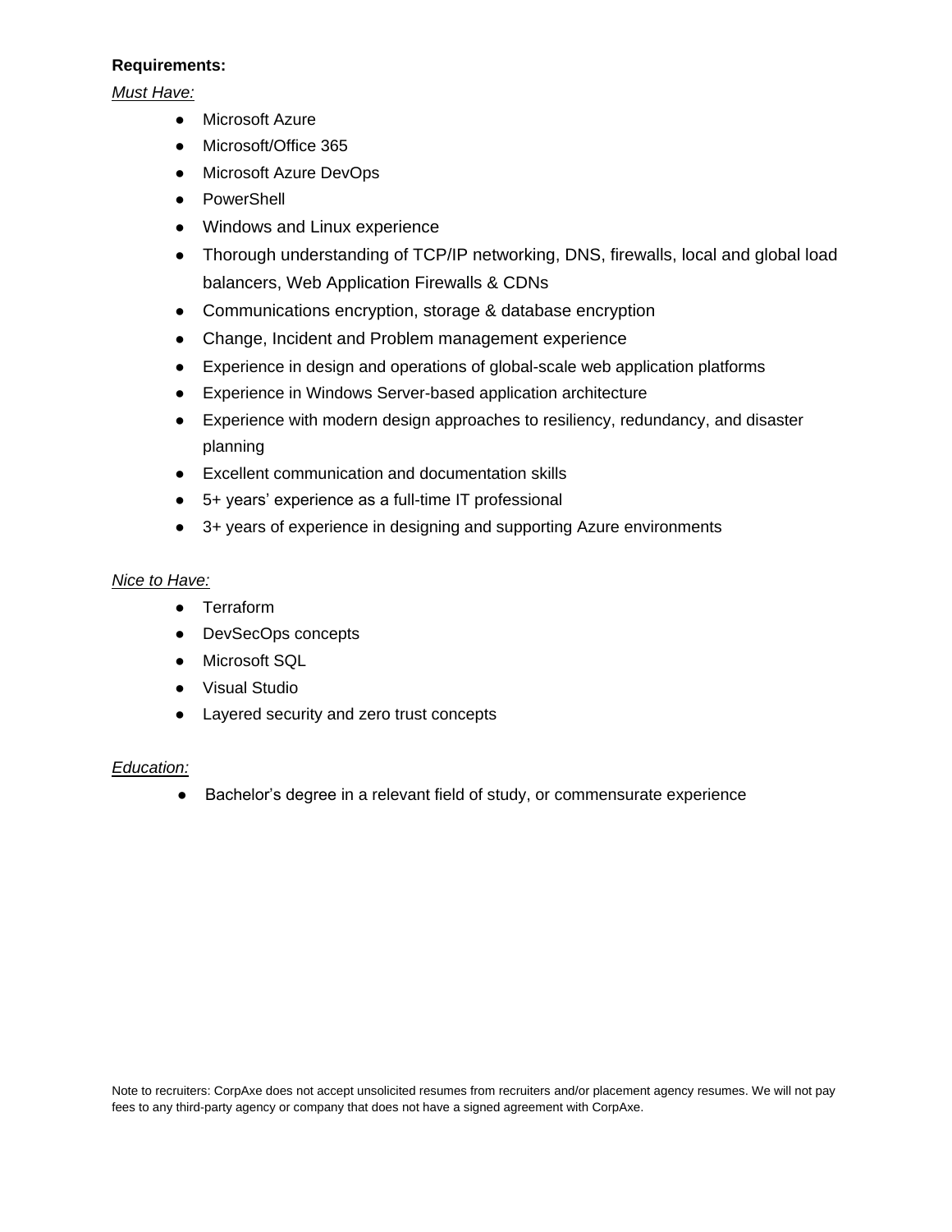**Requirements:**

*Must Have:*

- Microsoft Azure
- Microsoft/Office 365
- Microsoft Azure DevOps
- PowerShell
- Windows and Linux experience
- Thorough understanding of TCP/IP networking, DNS, firewalls, local and global load balancers, Web Application Firewalls & CDNs
- Communications encryption, storage & database encryption
- Change, Incident and Problem management experience
- Experience in design and operations of global-scale web application platforms
- Experience in Windows Server-based application architecture
- Experience with modern design approaches to resiliency, redundancy, and disaster planning
- Excellent communication and documentation skills
- 5+ years' experience as a full-time IT professional
- 3+ years of experience in designing and supporting Azure environments

*Nice to Have:*

- Terraform
- DevSecOps concepts
- Microsoft SQL
- Visual Studio
- Layered security and zero trust concepts

*Education:*

- Bachelor's degree in a relevant field of study, or commensurate experience

Note to recruiters: CorpAxe does not accept unsolicited resumes from recruiters and/or placement agency resumes. We will not pay fees to any third-party agency or company that does not have a signed agreement with CorpAxe.